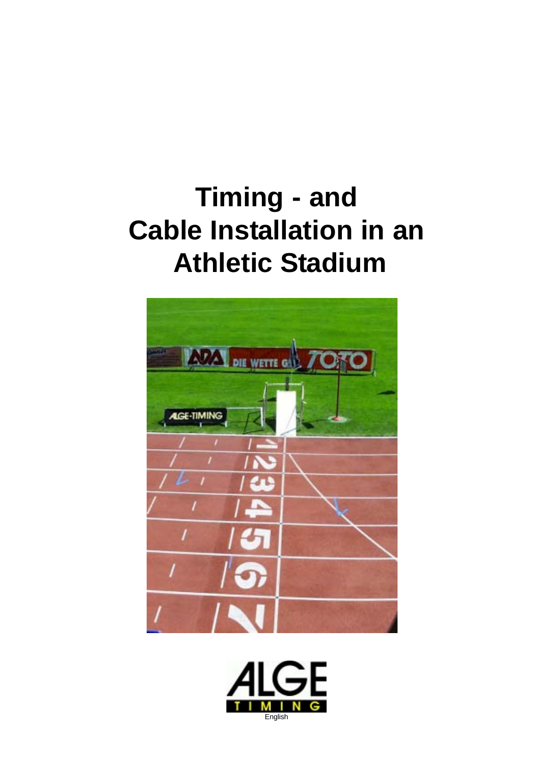# Timing - and Cable Installation in an Athletic Stadium

English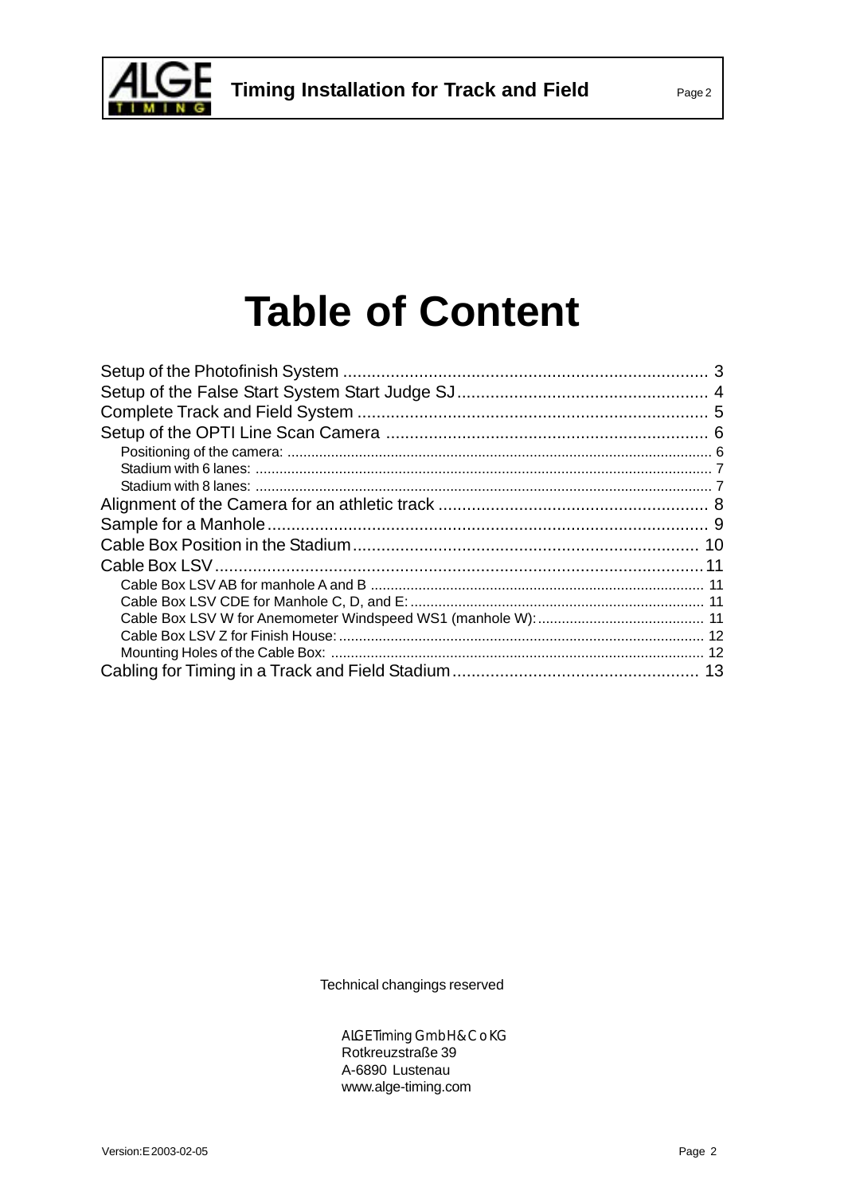# Table of Content

Setup of the Photofinish System ............................................................................ 3
Setup of the False Start System Start Judge SJ ..................................................... 4
Complete Track and Field System .......................................................................... 5
Setup of the OPTI Line Scan Camera .................................................................... 6
- Positioning of the camera: ........................................................................................................ 6
- Stadium with 6 lanes: ................................................................................................................ 7
- Stadium with 8 lanes: ................................................................................................................ 7

Alignment of the Camera for an athletic track ......................................................... 8
Sample for a Manhole ............................................................................................. 9
Cable Box Position in the Stadium ......................................................................... 10
Cable Box LSV ....................................................................................................... 11
- Cable Box LSV AB for manhole A and B .................................................................................. 11
- Cable Box LSV CDE for Manhole C, D, and E: ......................................................................... 11
- Cable Box LSV W for Anemometer Windspeed WS1 (manhole W): ......................................... 11
- Cable Box LSV Z for Finish House: ........................................................................................... 12
- Mounting Holes of the Cable Box: ............................................................................................ 12

Cabling for Timing in a Track and Field Stadium .................................................... 13

Technical changings reserved

ALGE Timing GmbH & Co KG
Rotkreuzstraße 39
A-6890 Lustenau
www.alge-timing.com

Version: E 2003-02-05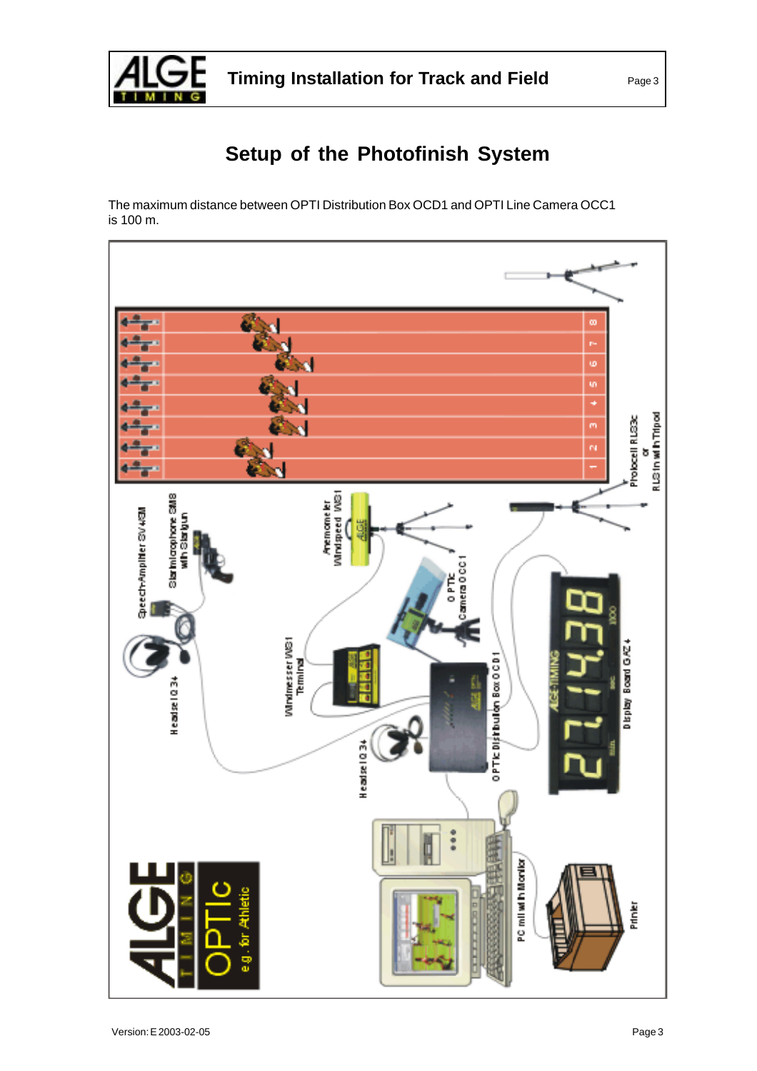# Setup of the Photofinish System

The maximum distance between OPTI Distribution Box OCD1 and OPTI Line Camera OCC1 is 100 m.

Photocell RLS3c or RLS1n with Tripod

Anemometer Windspeed WS1

Startmicrophone SM8 with Startgun

Speech-Amplifier SV4/GM

Headset IQ 34

OPTIc Camera OCC1

Windmesser WS1 Terminal

OPTIc Distribution Box OCD1

Headset IQ 34

Display Board GAZ 4

PC mit with Monitor

Printer

ALGE TIMING OPTIc e.g. for Athletic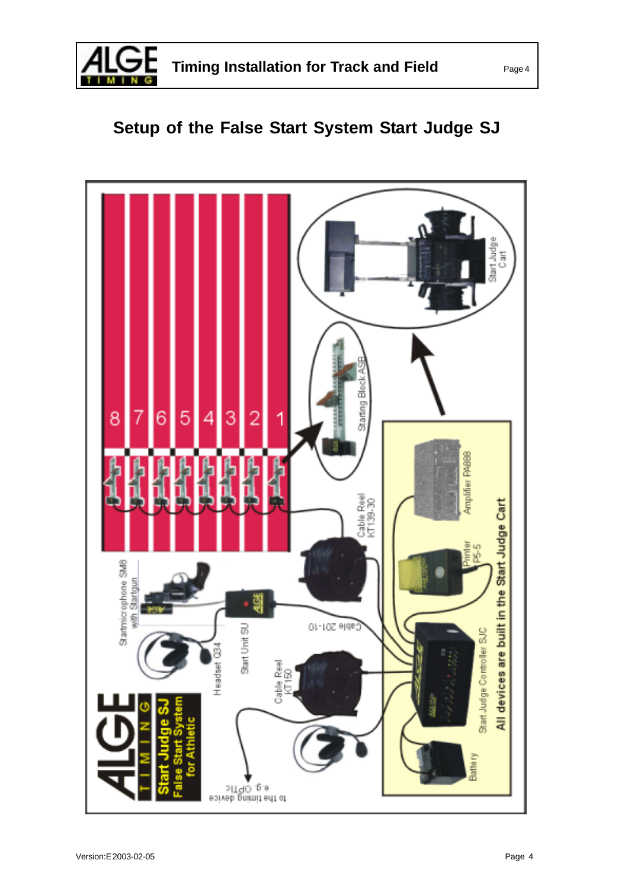## Setup of the False Start System Start Judge SJ

8 7 6 5 4 3 2 1

Start Judge Cart

Starting Block ASB

Cable Reel KT139-30

Amplifier PA888

Printer P5-5

Startmicrophone SM8 with Startgun

Start Unit SU

Cable 201-10

Headset 034

Cable Reel KT150

Start Judge Controller SJC

Battery

All devices are built in the Start Judge Cart

to the timing device e.g. OPTIc

ALGE TIMING

**Start Judge SJ**
**False Start System for Athletic**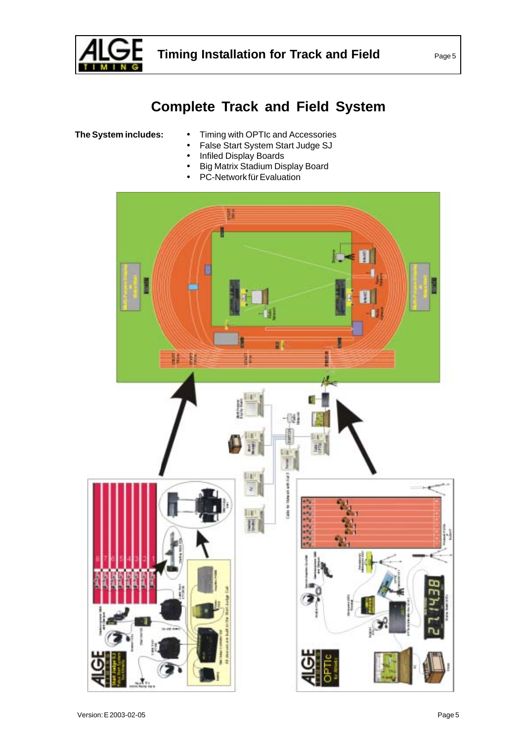# Complete Track and Field System

**The System includes:**

- Timing with OPTIc and Accessories
- False Start System Start Judge SJ
- Infiled Display Boards
- Big Matrix Stadium Display Board
- PC-Network für Evaluation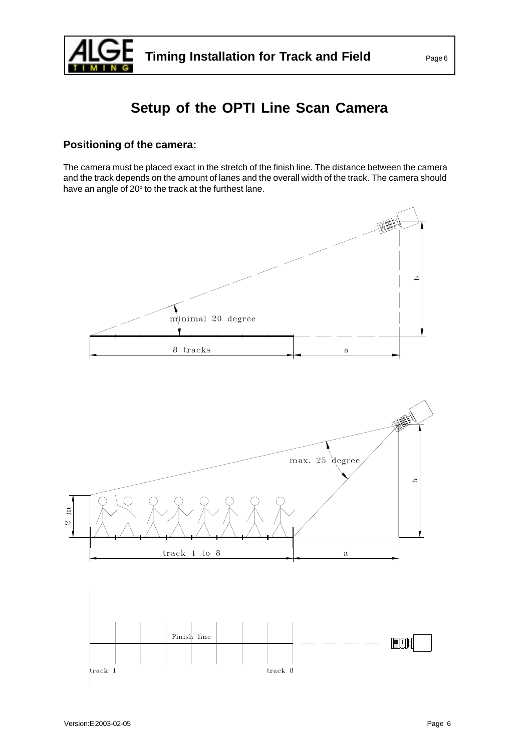# Setup of the OPTI Line Scan Camera

## Positioning of the camera:

The camera must be placed exact in the stretch of the finish line. The distance between the camera and the track depends on the amount of lanes and the overall width of the track. The camera should have an angle of 20° to the track at the furthest lane.

minimal 20 degree

8 tracks

a

b

max. 25 degree

2 m

track 1 to 8

a

b

Finish line

track 1

track 8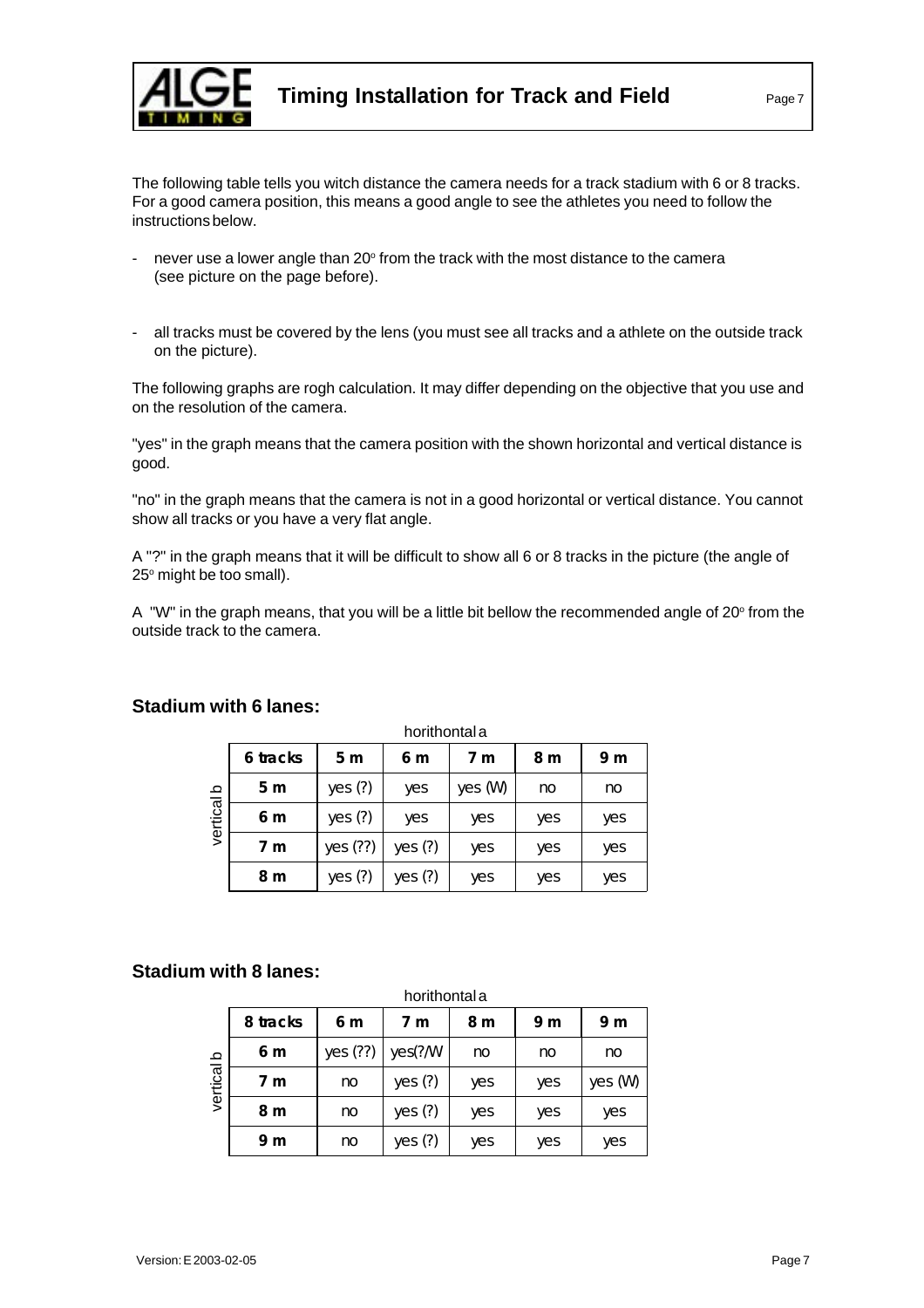The following table tells you witch distance the camera needs for a track stadium with 6 or 8 tracks. For a good camera position, this means a good angle to see the athletes you need to follow the instructions below.

- never use a lower angle than 20° from the track with the most distance to the camera (see picture on the page before).

- all tracks must be covered by the lens (you must see all tracks and a athlete on the outside track on the picture).

The following graphs are rogh calculation. It may differ depending on the objective that you use and on the resolution of the camera.

"yes" in the graph means that the camera position with the shown horizontal and vertical distance is good.

"no" in the graph means that the camera is not in a good horizontal or vertical distance. You cannot show all tracks or you have a very flat angle.

A "?" in the graph means that it will be difficult to show all 6 or 8 tracks in the picture (the angle of 25° might be too small).

A "W" in the graph means, that you will be a little bit bellow the recommended angle of 20° from the outside track to the camera.

## Stadium with 6 lanes:

horithontal a

| vertical b | 6 tracks | 5 m | 6 m | 7 m | 8 m | 9 m |
|---|---|---|---|---|---|---|
| | 5 m | yes (?) | yes | yes (W) | no | no |
| | 6 m | yes (?) | yes | yes | yes | yes |
| | 7 m | yes (??) | yes (?) | yes | yes | yes |
| | 8 m | yes (?) | yes (?) | yes | yes | yes |

## Stadium with 8 lanes:

horithontal a

| vertical b | 8 tracks | 6 m | 7 m | 8 m | 9 m | 9 m |
|---|---|---|---|---|---|---|
| | 6 m | yes (??) | yes(?/W | no | no | no |
| | 7 m | no | yes (?) | yes | yes | yes (W) |
| | 8 m | no | yes (?) | yes | yes | yes |
| | 9 m | no | yes (?) | yes | yes | yes |

Version: E 2003-02-05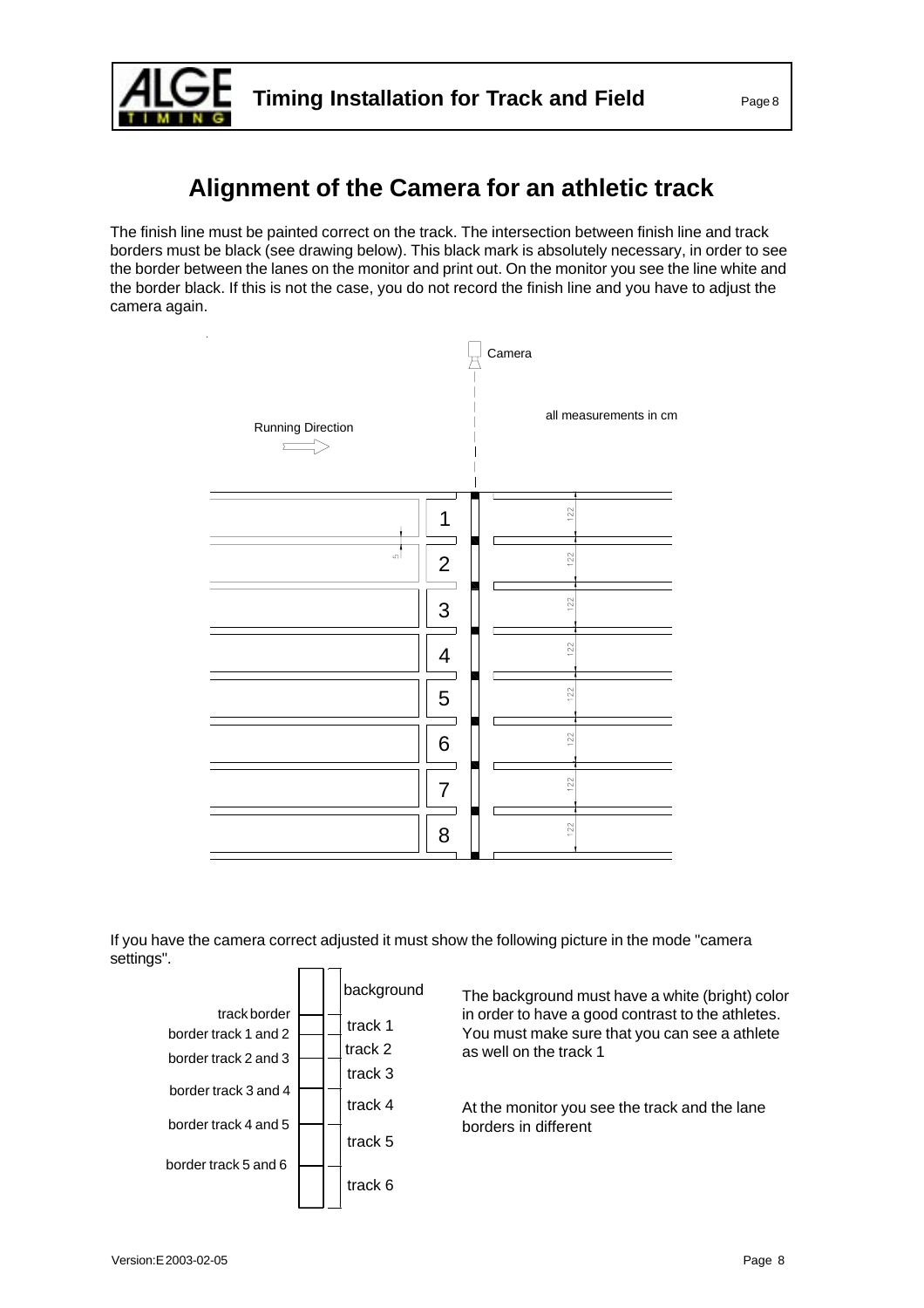# Alignment of the Camera for an athletic track

The finish line must be painted correct on the track. The intersection between finish line and track borders must be black (see drawing below). This black mark is absolutely necessary, in order to see the border between the lanes on the monitor and print out. On the monitor you see the line white and the border black. If this is not the case, you do not record the finish line and you have to adjust the camera again.

Camera

Running Direction

all measurements in cm

1 2 3 4 5 6 7 8

122 122 122 122 122 122 122 122

5

If you have the camera correct adjusted it must show the following picture in the mode "camera settings".

background
track border
border track 1 and 2
border track 2 and 3
border track 3 and 4
border track 4 and 5
border track 5 and 6
track 1
track 2
track 3
track 4
track 5
track 6

The background must have a white (bright) color in order to have a good contrast to the athletes. You must make sure that you can see a athlete as well on the track 1

At the monitor you see the track and the lane borders in different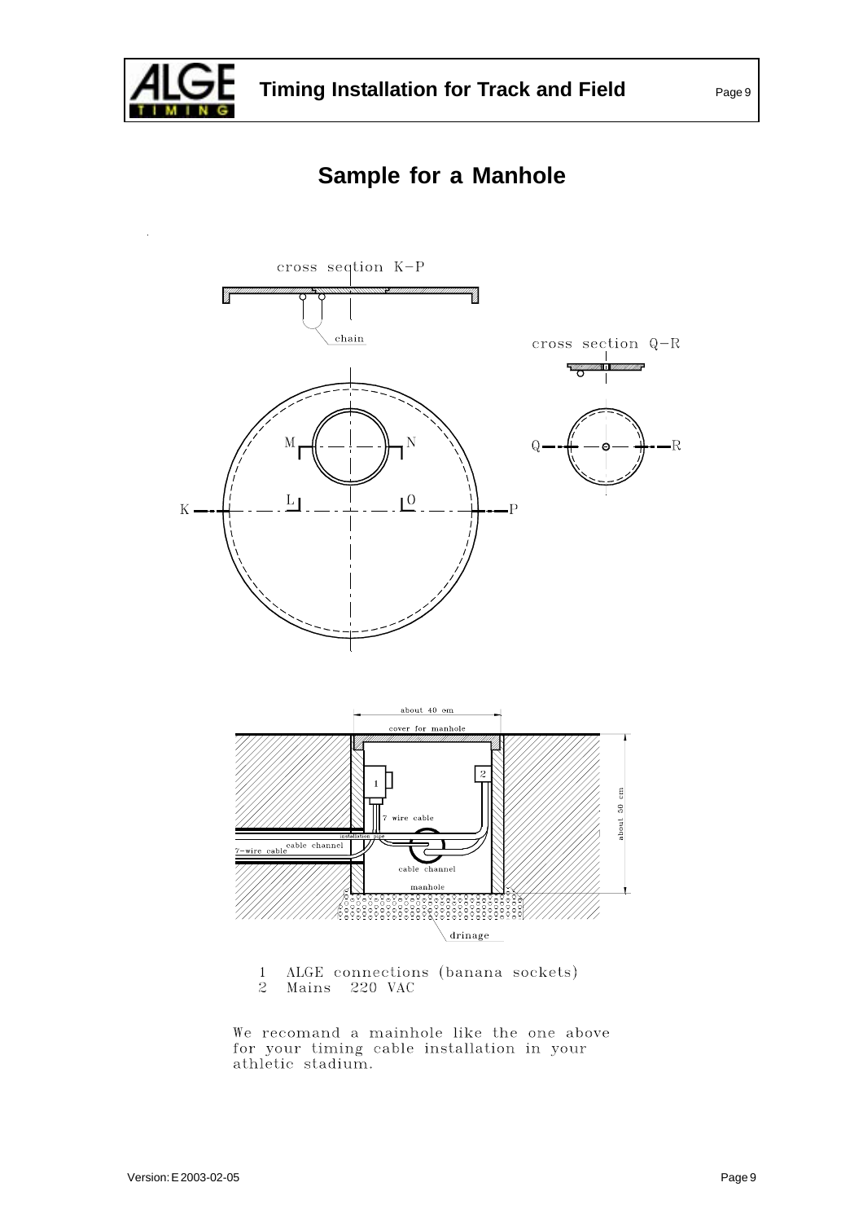# Sample for a Manhole

1 ALGE connections (banana sockets)
2 Mains 220 VAC

We recomand a mainhole like the one above for your timing cable installation in your athletic stadium.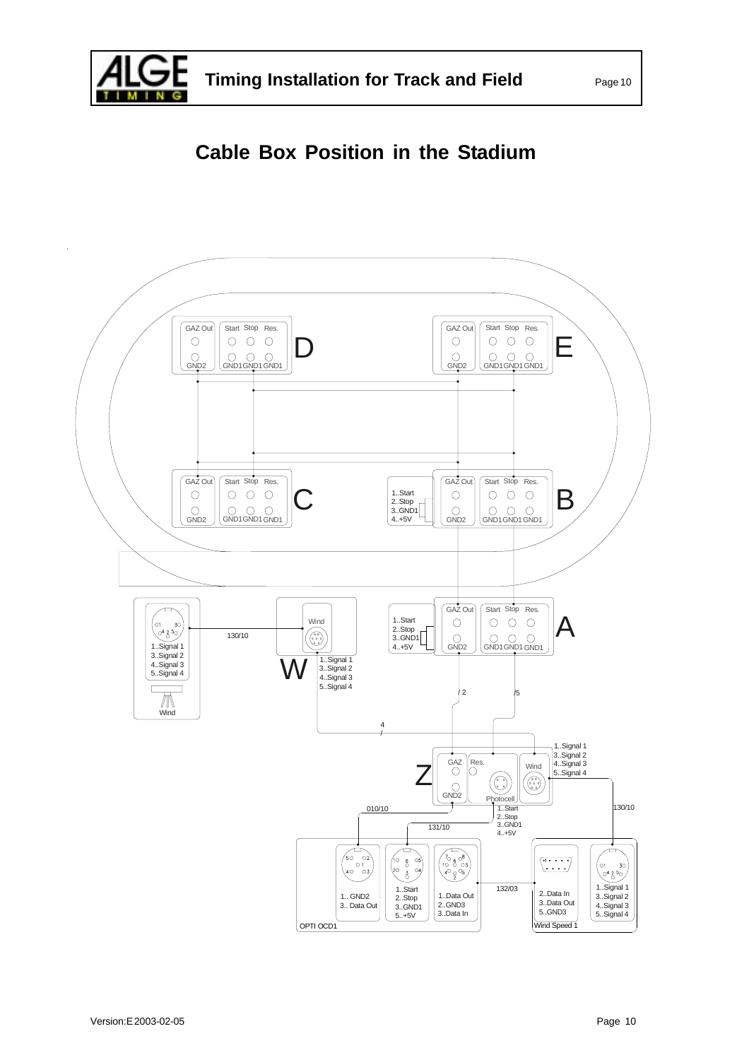# Cable Box Position in the Stadium

GAZ Out Start Stop Res.

GND2 GND1 GND1 GND1

D

GAZ Out Start Stop Res.

GND2 GND1 GND1 GND1

E

GAZ Out Start Stop Res.

GND2 GND1 GND1 GND1

C

1..Start
2..Stop
3..GND1
4..+5V

GAZ Out Start Stop Res.

GND2 GND1 GND1 GND1

B

O1 3O
O4 2 5O

1..Signal 1
3..Signal 2
4..Signal 3
5..Signal 4

Wind

130/10

Wind

W

1..Signal 1
3..Signal 2
4..Signal 3
5..Signal 4

1..Start
2..Stop
3..GND1
4..+5V

GAZ Out Start Stop Res.

GND2 GND1 GND1 GND1

A

/2

/5

4
/

1..Signal 1
3..Signal 2
4..Signal 3
5..Signal 4

GAZ Res.

Z

GND2

Photocell

Wind

130/10

010/10

131/10

1..Start
2..Stop
3..GND1
4..+5V

1.. GND2
3.. Data Out

1..Start
2..Stop
3..GND1
5..+5V

1..Data Out
2..GND3
3..Data In

132/03

2..Data In
3..Data Out
5..GND3

1..Signal 1
3..Signal 2
4..Signal 3
5..Signal 4

OPTI OCD1

Wind Speed 1

Version:E2003-02-05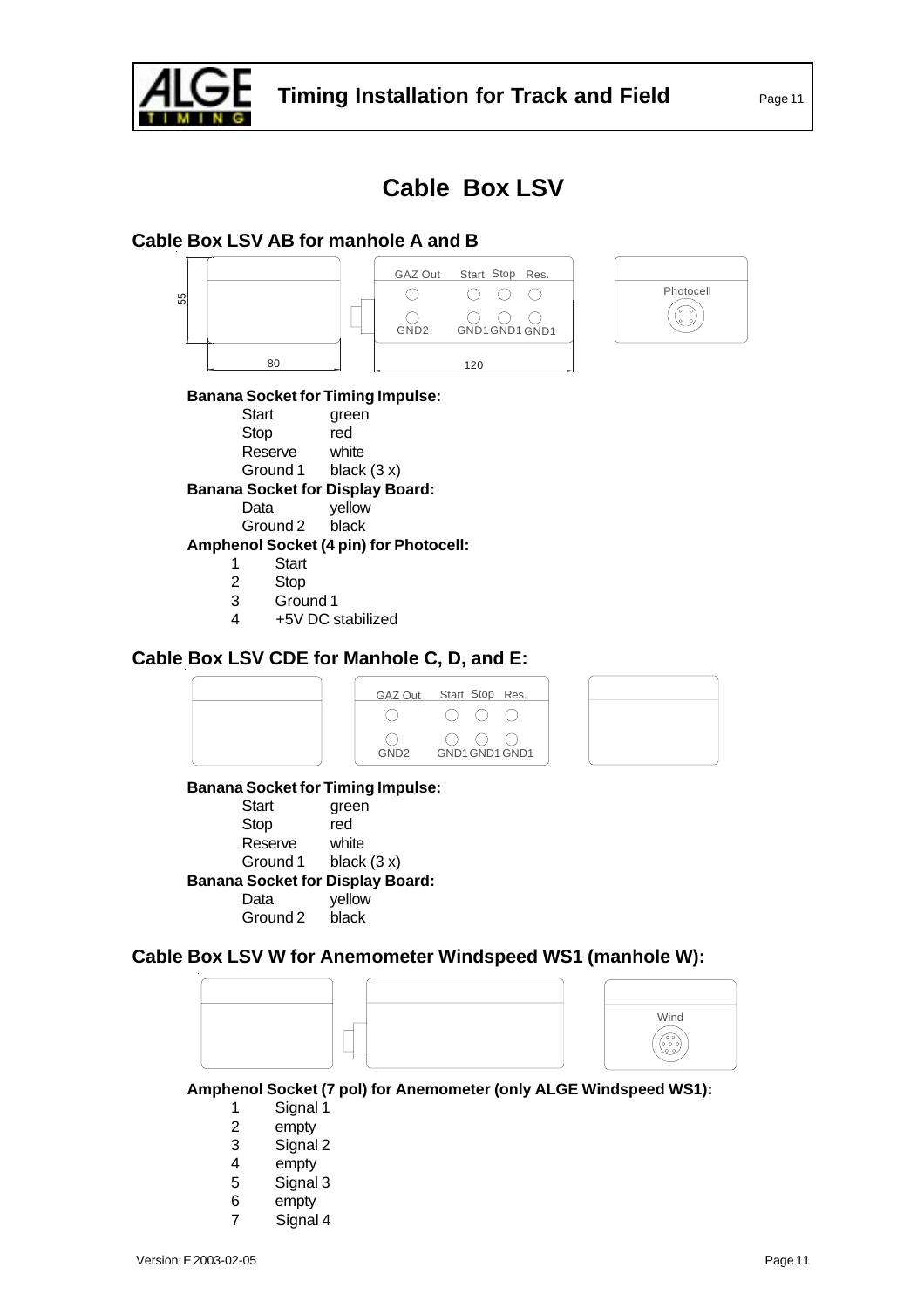# Cable Box LSV

## Cable Box LSV AB for manhole A and B

**Banana Socket for Timing Impulse:**

| | |
|---|---|
| Start | green |
| Stop | red |
| Reserve | white |
| Ground 1 | black (3 x) |

**Banana Socket for Display Board:**

| | |
|---|---|
| Data | yellow |
| Ground 2 | black |

**Amphenol Socket (4 pin) for Photocell:**

1. Start
2. Stop
3. Ground 1
4. +5V DC stabilized

## Cable Box LSV CDE for Manhole C, D, and E:

**Banana Socket for Timing Impulse:**

| | |
|---|---|
| Start | green |
| Stop | red |
| Reserve | white |
| Ground 1 | black (3 x) |

**Banana Socket for Display Board:**

| | |
|---|---|
| Data | yellow |
| Ground 2 | black |

## Cable Box LSV W for Anemometer Windspeed WS1 (manhole W):

**Amphenol Socket (7 pol) for Anemometer (only ALGE Windspeed WS1):**

1. Signal 1
2. empty
3. Signal 2
4. empty
5. Signal 3
6. empty
7. Signal 4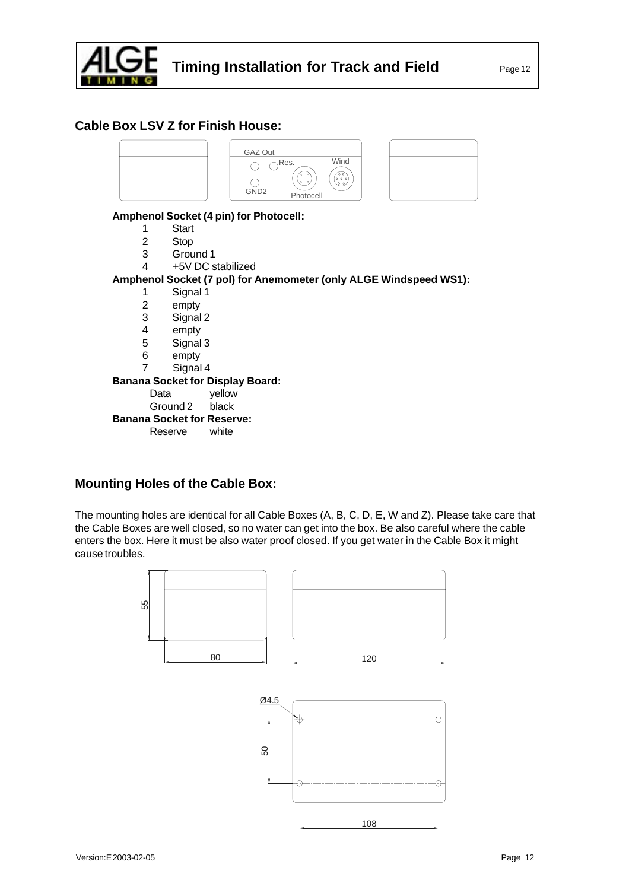## Cable Box LSV Z for Finish House:

GAZ Out

Res.

Wind

GND2

Photocell

**Amphenol Socket (4 pin) for Photocell:**

1. Start
2. Stop
3. Ground 1
4. +5V DC stabilized

**Amphenol Socket (7 pol) for Anemometer (only ALGE Windspeed WS1):**

1. Signal 1
2. empty
3. Signal 2
4. empty
5. Signal 3
6. empty
7. Signal 4

**Banana Socket for Display Board:**

Data yellow
Ground 2 black

**Banana Socket for Reserve:**

Reserve white

## Mounting Holes of the Cable Box:

The mounting holes are identical for all Cable Boxes (A, B, C, D, E, W and Z). Please take care that the Cable Boxes are well closed, so no water can get into the box. Be also careful where the cable enters the box. Here it must be also water proof closed. If you get water in the Cable Box it might cause troubles.

55

80

120

Ø4.5

50

108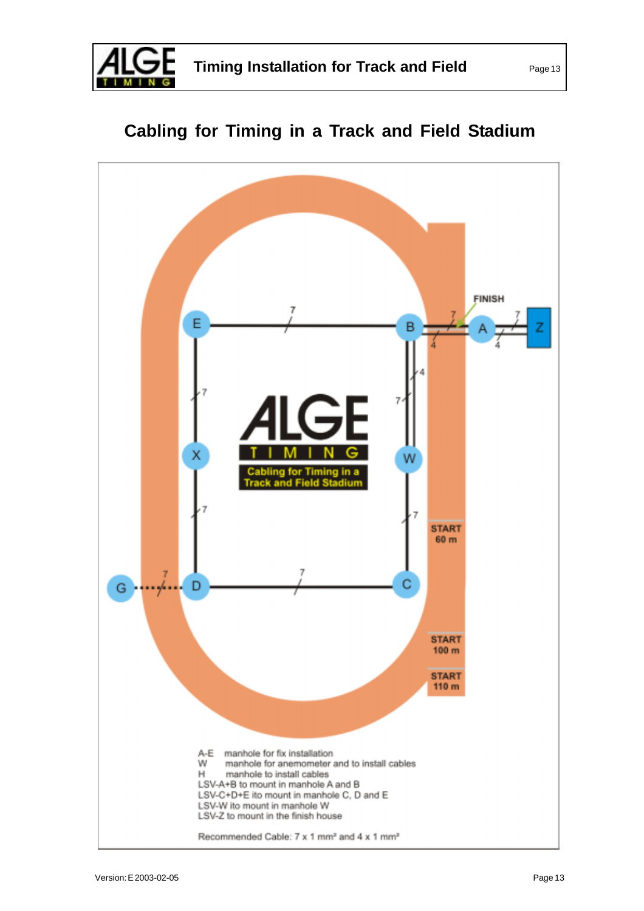# Cabling for Timing in a Track and Field Stadium

FINISH

E
B
A
Z
X
W
G
D
C

7
4

ALGE TIMING
Cabling for Timing in a Track and Field Stadium

START 60 m

START 100 m

START 110 m

A-E manhole for fix installation
W manhole for anemometer and to install cables
H manhole to install cables
LSV-A+B to mount in manhole A and B
LSV-C+D+E ito mount in manhole C, D and E
LSV-W ito mount in manhole W
LSV-Z to mount in the finish house

Recommended Cable: 7 x 1 mm² and 4 x 1 mm²